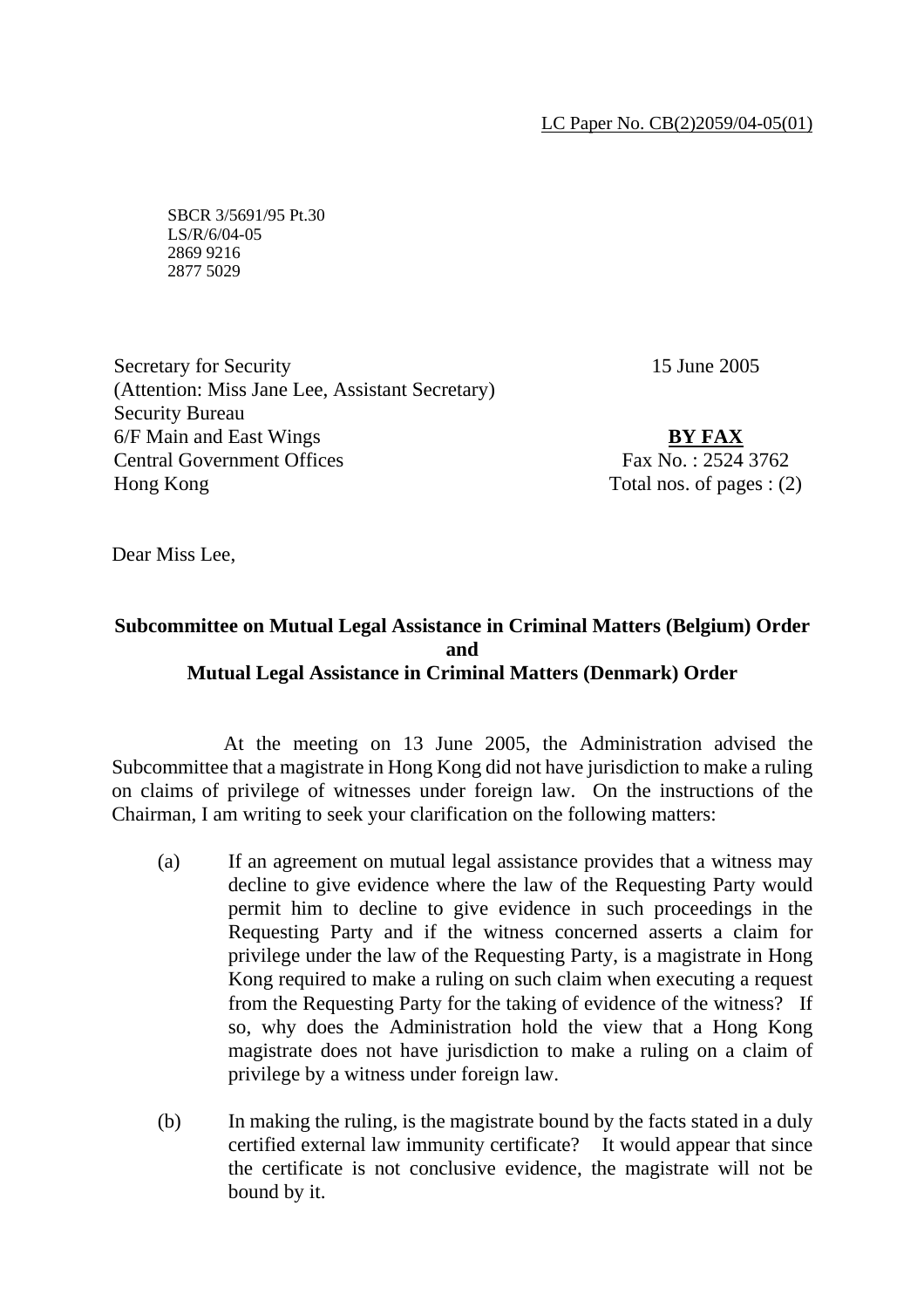LC Paper No. CB(2)2059/04-05(01)

SBCR 3/5691/95 Pt.30
LS/R/6/04-05
2869 9216
2877 5029

Secretary for Security
(Attention: Miss Jane Lee, Assistant Secretary)
Security Bureau
6/F Main and East Wings
Central Government Offices
Hong Kong

15 June 2005

**BY FAX**
Fax No. : 2524 3762
Total nos. of pages : (2)

Dear Miss Lee,

**Subcommittee on Mutual Legal Assistance in Criminal Matters (Belgium) Order and Mutual Legal Assistance in Criminal Matters (Denmark) Order**

At the meeting on 13 June 2005, the Administration advised the Subcommittee that a magistrate in Hong Kong did not have jurisdiction to make a ruling on claims of privilege of witnesses under foreign law. On the instructions of the Chairman, I am writing to seek your clarification on the following matters:

(a) If an agreement on mutual legal assistance provides that a witness may decline to give evidence where the law of the Requesting Party would permit him to decline to give evidence in such proceedings in the Requesting Party and if the witness concerned asserts a claim for privilege under the law of the Requesting Party, is a magistrate in Hong Kong required to make a ruling on such claim when executing a request from the Requesting Party for the taking of evidence of the witness? If so, why does the Administration hold the view that a Hong Kong magistrate does not have jurisdiction to make a ruling on a claim of privilege by a witness under foreign law.

(b) In making the ruling, is the magistrate bound by the facts stated in a duly certified external law immunity certificate? It would appear that since the certificate is not conclusive evidence, the magistrate will not be bound by it.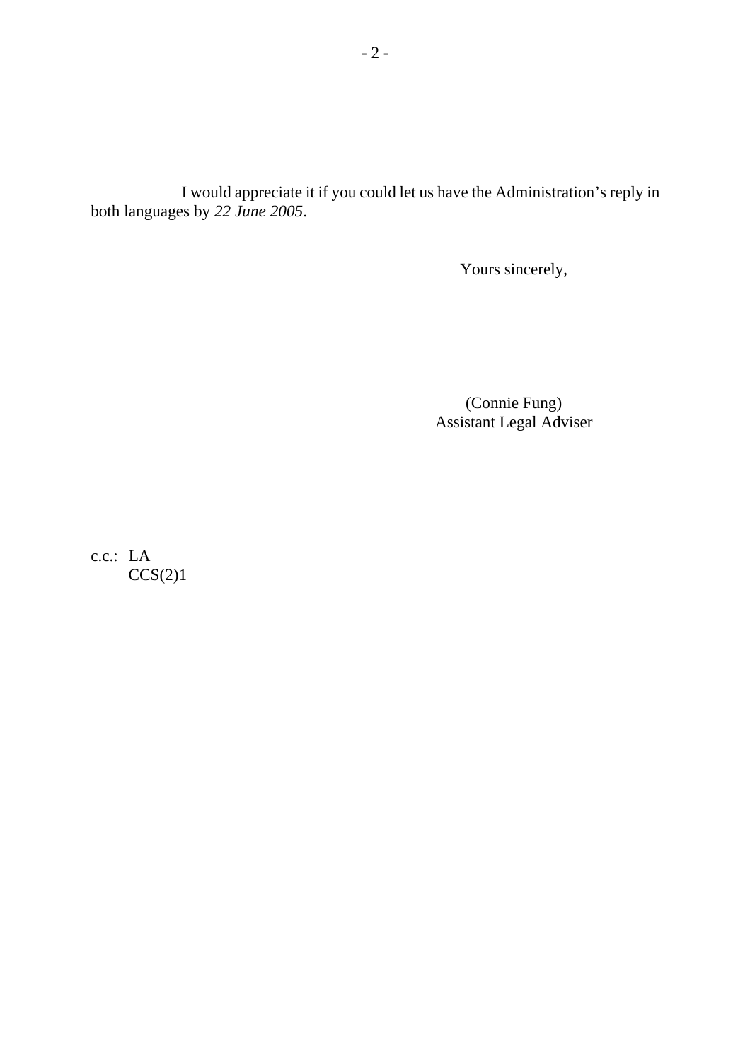I would appreciate it if you could let us have the Administration's reply in both languages by *22 June 2005*.

Yours sincerely,

(Connie Fung)
Assistant Legal Adviser

c.c.: LA
CCS(2)1